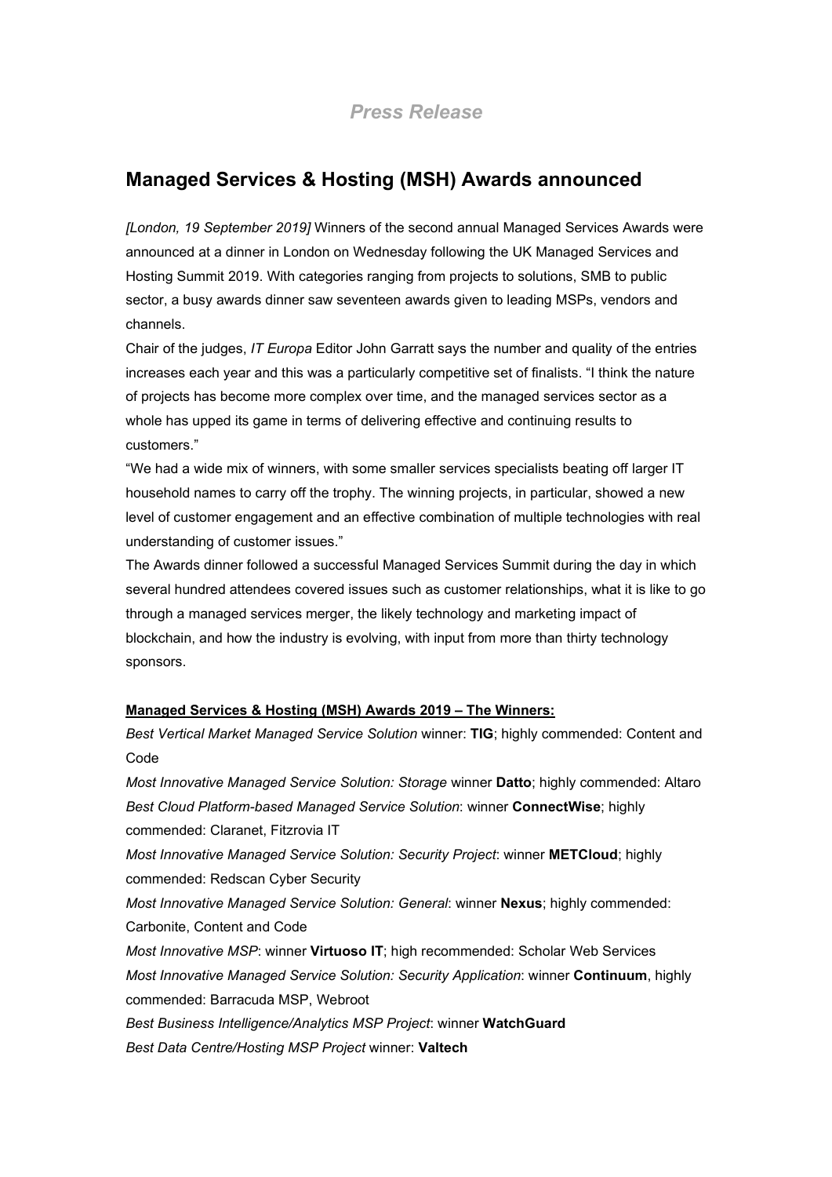*Press Release*

## Managed Services & Hosting (MSH) Awards announced

*[London, 19 September 2019]* Winners of the second annual Managed Services Awards were announced at a dinner in London on Wednesday following the UK Managed Services and Hosting Summit 2019. With categories ranging from projects to solutions, SMB to public sector, a busy awards dinner saw seventeen awards given to leading MSPs, vendors and channels.

Chair of the judges, *IT Europa* Editor John Garratt says the number and quality of the entries increases each year and this was a particularly competitive set of finalists. "I think the nature of projects has become more complex over time, and the managed services sector as a whole has upped its game in terms of delivering effective and continuing results to customers."

"We had a wide mix of winners, with some smaller services specialists beating off larger IT household names to carry off the trophy. The winning projects, in particular, showed a new level of customer engagement and an effective combination of multiple technologies with real understanding of customer issues."

The Awards dinner followed a successful Managed Services Summit during the day in which several hundred attendees covered issues such as customer relationships, what it is like to go through a managed services merger, the likely technology and marketing impact of blockchain, and how the industry is evolving, with input from more than thirty technology sponsors.

**Managed Services & Hosting (MSH) Awards 2019 – The Winners:**

*Best Vertical Market Managed Service Solution* winner: **TIG**; highly commended: Content and Code

*Most Innovative Managed Service Solution: Storage* winner **Datto**; highly commended: Altaro

*Best Cloud Platform-based Managed Service Solution*: winner **ConnectWise**; highly commended: Claranet, Fitzrovia IT

*Most Innovative Managed Service Solution: Security Project*: winner **METCloud**; highly commended: Redscan Cyber Security

*Most Innovative Managed Service Solution: General*: winner **Nexus**; highly commended: Carbonite, Content and Code

*Most Innovative MSP*: winner **Virtuoso IT**; high recommended: Scholar Web Services

*Most Innovative Managed Service Solution: Security Application*: winner **Continuum**, highly commended: Barracuda MSP, Webroot

*Best Business Intelligence/Analytics MSP Project*: winner **WatchGuard**

*Best Data Centre/Hosting MSP Project* winner: **Valtech**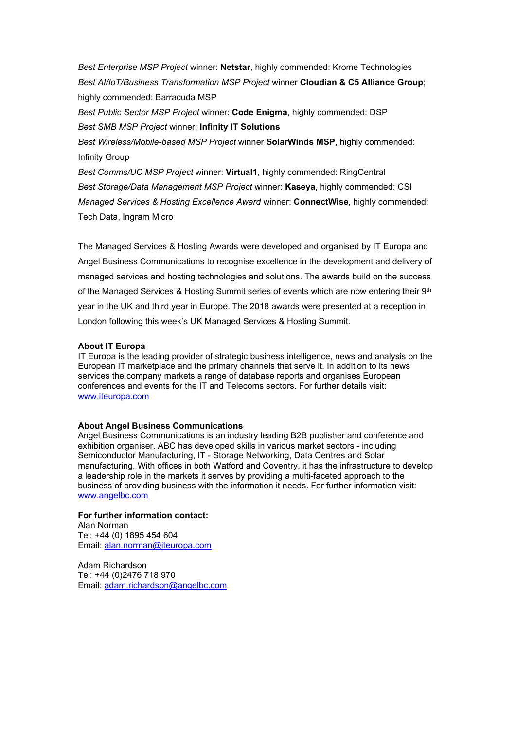*Best Enterprise MSP Project* winner: **Netstar**, highly commended: Krome Technologies
*Best AI/IoT/Business Transformation MSP Project* winner **Cloudian & C5 Alliance Group**; highly commended: Barracuda MSP
*Best Public Sector MSP Project* winner: **Code Enigma**, highly commended: DSP
*Best SMB MSP Project* winner: **Infinity IT Solutions**
*Best Wireless/Mobile-based MSP Project* winner **SolarWinds MSP**, highly commended: Infinity Group
*Best Comms/UC MSP Project* winner: **Virtual1**, highly commended: RingCentral
*Best Storage/Data Management MSP Project* winner: **Kaseya**, highly commended: CSI
*Managed Services & Hosting Excellence Award* winner: **ConnectWise**, highly commended: Tech Data, Ingram Micro

The Managed Services & Hosting Awards were developed and organised by IT Europa and Angel Business Communications to recognise excellence in the development and delivery of managed services and hosting technologies and solutions. The awards build on the success of the Managed Services & Hosting Summit series of events which are now entering their 9th year in the UK and third year in Europe. The 2018 awards were presented at a reception in London following this week's UK Managed Services & Hosting Summit.

**About IT Europa**
IT Europa is the leading provider of strategic business intelligence, news and analysis on the European IT marketplace and the primary channels that serve it. In addition to its news services the company markets a range of database reports and organises European conferences and events for the IT and Telecoms sectors. For further details visit: www.iteuropa.com

**About Angel Business Communications**
Angel Business Communications is an industry leading B2B publisher and conference and exhibition organiser. ABC has developed skills in various market sectors - including Semiconductor Manufacturing, IT - Storage Networking, Data Centres and Solar manufacturing. With offices in both Watford and Coventry, it has the infrastructure to develop a leadership role in the markets it serves by providing a multi-faceted approach to the business of providing business with the information it needs. For further information visit: www.angelbc.com

**For further information contact:**
Alan Norman
Tel: +44 (0) 1895 454 604
Email: alan.norman@iteuropa.com

Adam Richardson
Tel: +44 (0)2476 718 970
Email: adam.richardson@angelbc.com